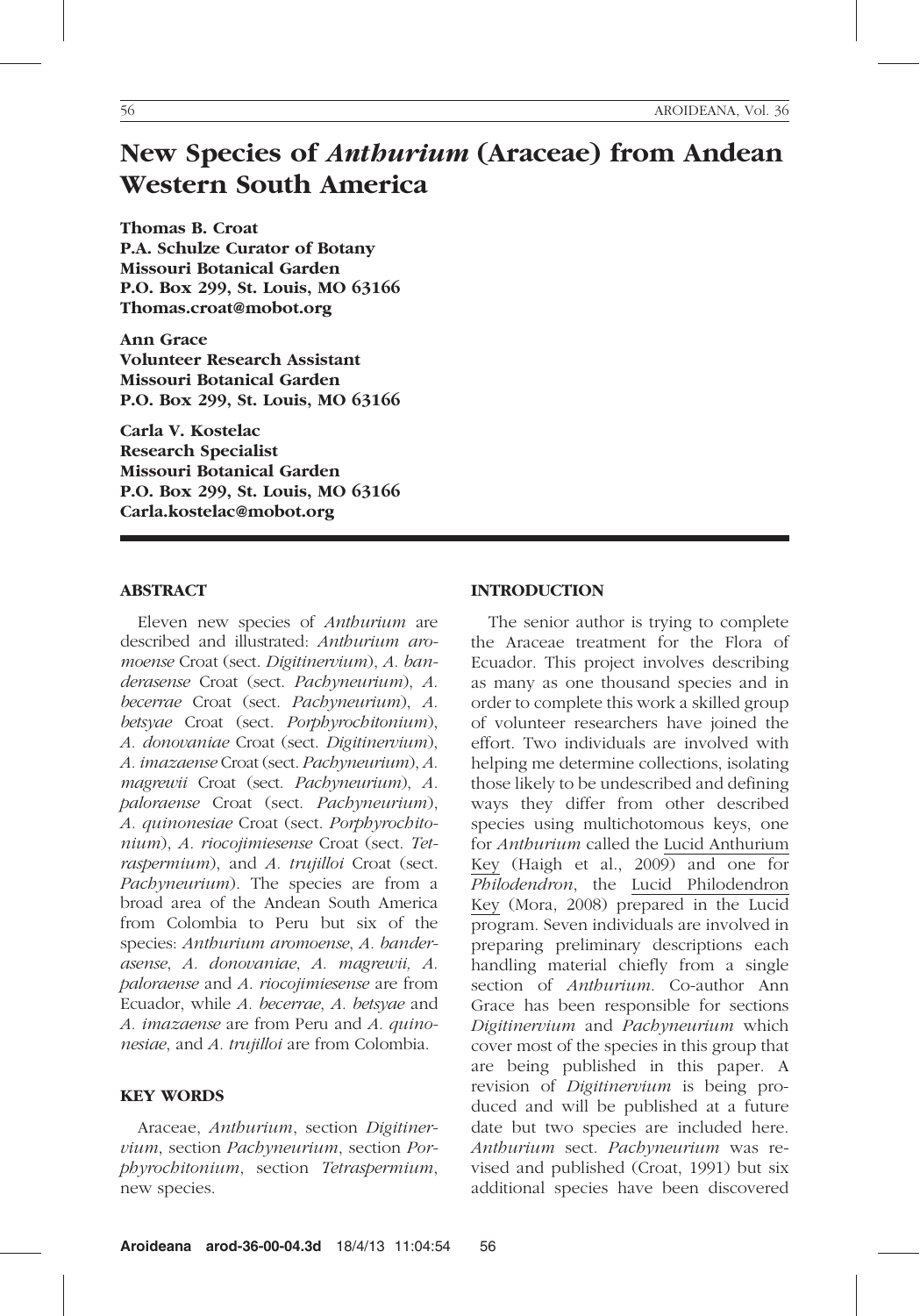# New Species of *Anthurium* (Araceae) from Andean Western South America

**Thomas B. Croat**
**P.A. Schulze Curator of Botany**
**Missouri Botanical Garden**
**P.O. Box 299, St. Louis, MO 63166**
**Thomas.croat@mobot.org**

**Ann Grace**
**Volunteer Research Assistant**
**Missouri Botanical Garden**
**P.O. Box 299, St. Louis, MO 63166**

**Carla V. Kostelac**
**Research Specialist**
**Missouri Botanical Garden**
**P.O. Box 299, St. Louis, MO 63166**
**Carla.kostelac@mobot.org**

## ABSTRACT

Eleven new species of *Anthurium* are described and illustrated: *Anthurium aromoense* Croat (sect. *Digitinervium*), *A. banderasense* Croat (sect. *Pachyneurium*), *A. becerrae* Croat (sect. *Pachyneurium*), *A. betsyae* Croat (sect. *Porphyrochitonium*), *A. donovaniae* Croat (sect. *Digitinervium*), *A. imazaense* Croat (sect. *Pachyneurium*), *A. magrewii* Croat (sect. *Pachyneurium*), *A. paloraense* Croat (sect. *Pachyneurium*), *A. quinonesiae* Croat (sect. *Porphyrochitonium*), *A. riocojimiesense* Croat (sect. *Tetraspermium*), and *A. trujilloi* Croat (sect. *Pachyneurium*). The species are from a broad area of the Andean South America from Colombia to Peru but six of the species: *Anthurium aromoense*, *A. banderasense*, *A. donovaniae*, *A. magrewii, A. paloraense* and *A. riocojimiesense* are from Ecuador, while *A. becerrae*, *A. betsyae* and *A. imazaense* are from Peru and *A. quinonesiae*, and *A. trujilloi* are from Colombia.

## KEY WORDS

Araceae, *Anthurium*, section *Digitinervium*, section *Pachyneurium*, section *Porphyrochitonium*, section *Tetraspermium*, new species.

## INTRODUCTION

The senior author is trying to complete the Araceae treatment for the Flora of Ecuador. This project involves describing as many as one thousand species and in order to complete this work a skilled group of volunteer researchers have joined the effort. Two individuals are involved with helping me determine collections, isolating those likely to be undescribed and defining ways they differ from other described species using multichotomous keys, one for *Anthurium* called the Lucid Anthurium Key (Haigh et al., 2009) and one for *Philodendron*, the Lucid Philodendron Key (Mora, 2008) prepared in the Lucid program. Seven individuals are involved in preparing preliminary descriptions each handling material chiefly from a single section of *Anthurium*. Co-author Ann Grace has been responsible for sections *Digitinervium* and *Pachyneurium* which cover most of the species in this group that are being published in this paper. A revision of *Digitinervium* is being produced and will be published at a future date but two species are included here. *Anthurium* sect. *Pachyneurium* was revised and published (Croat, 1991) but six additional species have been discovered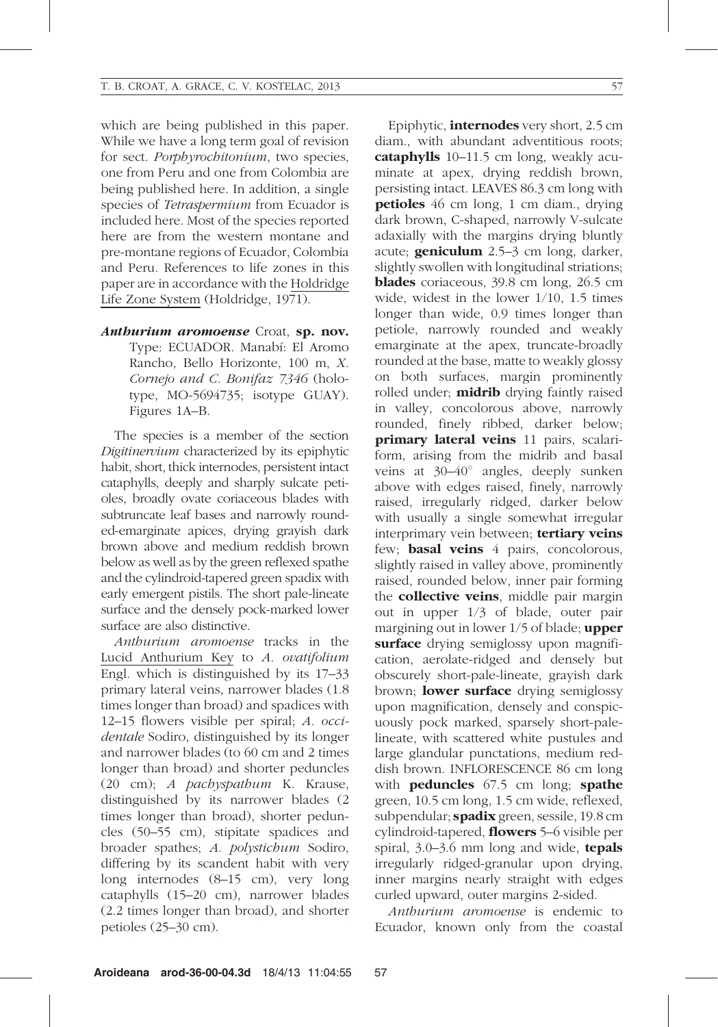which are being published in this paper. While we have a long term goal of revision for sect. *Porphyrochitonium*, two species, one from Peru and one from Colombia are being published here. In addition, a single species of *Tetraspermium* from Ecuador is included here. Most of the species reported here are from the western montane and pre-montane regions of Ecuador, Colombia and Peru. References to life zones in this paper are in accordance with the Holdridge Life Zone System (Holdridge, 1971).

***Anthurium aromoense*** Croat, **sp. nov.** Type: ECUADOR. Manabí: El Aromo Rancho, Bello Horizonte, 100 m, *X. Cornejo and C. Bonifaz 7346* (holotype, MO-5694735; isotype GUAY). Figures 1A–B.

The species is a member of the section *Digitinervium* characterized by its epiphytic habit, short, thick internodes, persistent intact cataphylls, deeply and sharply sulcate petioles, broadly ovate coriaceous blades with subtruncate leaf bases and narrowly rounded-emarginate apices, drying grayish dark brown above and medium reddish brown below as well as by the green reflexed spathe and the cylindroid-tapered green spadix with early emergent pistils. The short pale-lineate surface and the densely pock-marked lower surface are also distinctive.

*Anthurium aromoense* tracks in the Lucid Anthurium Key to *A. ovatifolium* Engl. which is distinguished by its 17–33 primary lateral veins, narrower blades (1.8 times longer than broad) and spadices with 12–15 flowers visible per spiral; *A. occidentale* Sodiro, distinguished by its longer and narrower blades (to 60 cm and 2 times longer than broad) and shorter peduncles (20 cm); *A pachyspathum* K. Krause, distinguished by its narrower blades (2 times longer than broad), shorter peduncles (50–55 cm), stipitate spadices and broader spathes; *A. polystichum* Sodiro, differing by its scandent habit with very long internodes (8–15 cm), very long cataphylls (15–20 cm), narrower blades (2.2 times longer than broad), and shorter petioles (25–30 cm).

Epiphytic, **internodes** very short, 2.5 cm diam., with abundant adventitious roots; **cataphylls** 10–11.5 cm long, weakly acuminate at apex, drying reddish brown, persisting intact. LEAVES 86.3 cm long with **petioles** 46 cm long, 1 cm diam., drying dark brown, C-shaped, narrowly V-sulcate adaxially with the margins drying bluntly acute; **geniculum** 2.5–3 cm long, darker, slightly swollen with longitudinal striations; **blades** coriaceous, 39.8 cm long, 26.5 cm wide, widest in the lower 1/10, 1.5 times longer than wide, 0.9 times longer than petiole, narrowly rounded and weakly emarginate at the apex, truncate-broadly rounded at the base, matte to weakly glossy on both surfaces, margin prominently rolled under; **midrib** drying faintly raised in valley, concolorous above, narrowly rounded, finely ribbed, darker below; **primary lateral veins** 11 pairs, scalariform, arising from the midrib and basal veins at 30–40° angles, deeply sunken above with edges raised, finely, narrowly raised, irregularly ridged, darker below with usually a single somewhat irregular interprimary vein between; **tertiary veins** few; **basal veins** 4 pairs, concolorous, slightly raised in valley above, prominently raised, rounded below, inner pair forming the **collective veins**, middle pair margin out in upper 1/3 of blade, outer pair margining out in lower 1/5 of blade; **upper surface** drying semiglossy upon magnification, aerolate-ridged and densely but obscurely short-pale-lineate, grayish dark brown; **lower surface** drying semiglossy upon magnification, densely and conspicuously pock marked, sparsely short-pale-lineate, with scattered white pustules and large glandular punctations, medium reddish brown. INFLORESCENCE 86 cm long with **peduncles** 67.5 cm long; **spathe** green, 10.5 cm long, 1.5 cm wide, reflexed, subpendular; **spadix** green, sessile, 19.8 cm cylindroid-tapered, **flowers** 5–6 visible per spiral, 3.0–3.6 mm long and wide, **tepals** irregularly ridged-granular upon drying, inner margins nearly straight with edges curled upward, outer margins 2-sided.

*Anthurium aromoense* is endemic to Ecuador, known only from the coastal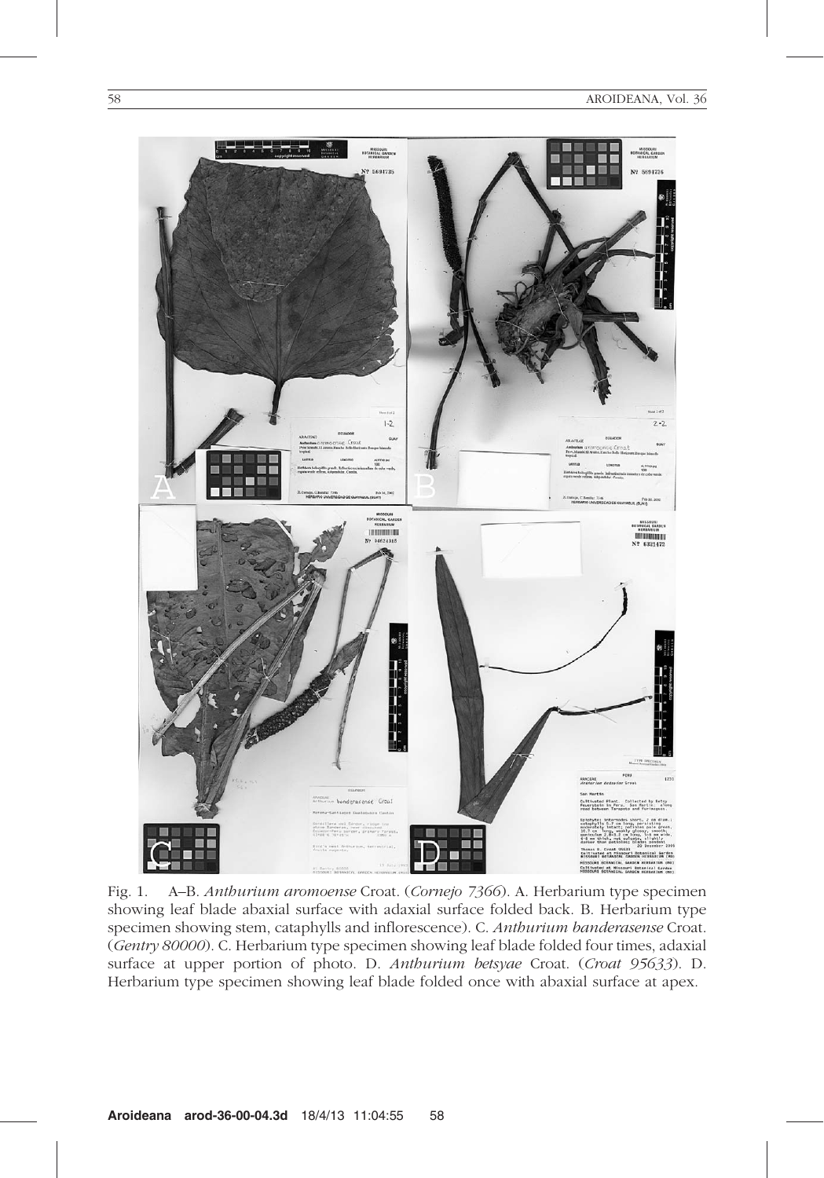Fig. 1. A–B. *Anthurium aromoense* Croat. (*Cornejo 7366*). A. Herbarium type specimen showing leaf blade abaxial surface with adaxial surface folded back. B. Herbarium type specimen showing stem, cataphylls and inflorescence). C. *Anthurium banderasense* Croat. (*Gentry 80000*). C. Herbarium type specimen showing leaf blade folded four times, adaxial surface at upper portion of photo. D. *Anthurium betsyae* Croat. (*Croat 95633*). D. Herbarium type specimen showing leaf blade folded once with abaxial surface at apex.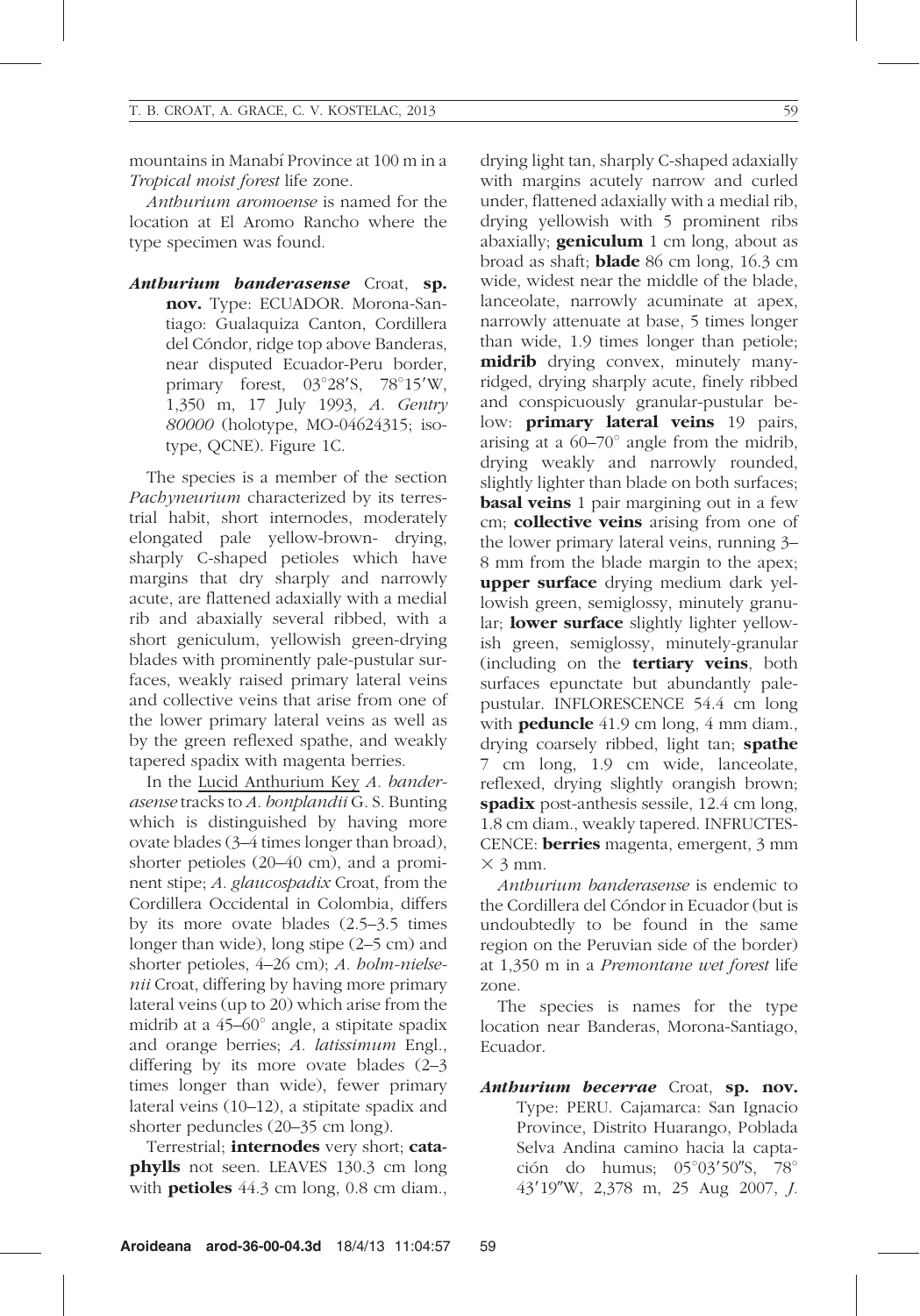mountains in Manabí Province at 100 m in a *Tropical moist forest* life zone.

*Anthurium aromoense* is named for the location at El Aromo Rancho where the type specimen was found.

***Anthurium banderasense*** **Croat, sp. nov.** Type: ECUADOR. Morona-Santiago: Gualaquiza Canton, Cordillera del Cóndor, ridge top above Banderas, near disputed Ecuador-Peru border, primary forest, 03°28′S, 78°15′W, 1,350 m, 17 July 1993, *A. Gentry 80000* (holotype, MO-04624315; isotype, QCNE). Figure 1C.

The species is a member of the section *Pachyneurium* characterized by its terrestrial habit, short internodes, moderately elongated pale yellow-brown- drying, sharply C-shaped petioles which have margins that dry sharply and narrowly acute, are flattened adaxially with a medial rib and abaxially several ribbed, with a short geniculum, yellowish green-drying blades with prominently pale-pustular surfaces, weakly raised primary lateral veins and collective veins that arise from one of the lower primary lateral veins as well as by the green reflexed spathe, and weakly tapered spadix with magenta berries.

In the Lucid Anthurium Key *A. banderasense* tracks to *A. bonplandii* G. S. Bunting which is distinguished by having more ovate blades (3–4 times longer than broad), shorter petioles (20–40 cm), and a prominent stipe; *A. glaucospadix* Croat, from the Cordillera Occidental in Colombia, differs by its more ovate blades (2.5–3.5 times longer than wide), long stipe (2–5 cm) and shorter petioles, 4–26 cm); *A. holm-nielsenii* Croat, differing by having more primary lateral veins (up to 20) which arise from the midrib at a 45–60° angle, a stipitate spadix and orange berries; *A. latissimum* Engl., differing by its more ovate blades (2–3 times longer than wide), fewer primary lateral veins (10–12), a stipitate spadix and shorter peduncles (20–35 cm long).

Terrestrial; **internodes** very short; **cataphylls** not seen. LEAVES 130.3 cm long with **petioles** 44.3 cm long, 0.8 cm diam., drying light tan, sharply C-shaped adaxially with margins acutely narrow and curled under, flattened adaxially with a medial rib, drying yellowish with 5 prominent ribs abaxially; **geniculum** 1 cm long, about as broad as shaft; **blade** 86 cm long, 16.3 cm wide, widest near the middle of the blade, lanceolate, narrowly acuminate at apex, narrowly attenuate at base, 5 times longer than wide, 1.9 times longer than petiole; **midrib** drying convex, minutely many-ridged, drying sharply acute, finely ribbed and conspicuously granular-pustular below: **primary lateral veins** 19 pairs, arising at a 60–70° angle from the midrib, drying weakly and narrowly rounded, slightly lighter than blade on both surfaces; **basal veins** 1 pair margining out in a few cm; **collective veins** arising from one of the lower primary lateral veins, running 3–8 mm from the blade margin to the apex; **upper surface** drying medium dark yellowish green, semiglossy, minutely granular; **lower surface** slightly lighter yellowish green, semiglossy, minutely-granular (including on the **tertiary veins**, both surfaces epunctate but abundantly pale-pustular. INFLORESCENCE 54.4 cm long with **peduncle** 41.9 cm long, 4 mm diam., drying coarsely ribbed, light tan; **spathe** 7 cm long, 1.9 cm wide, lanceolate, reflexed, drying slightly orangish brown; **spadix** post-anthesis sessile, 12.4 cm long, 1.8 cm diam., weakly tapered. INFRUCTESCENCE: **berries** magenta, emergent, 3 mm × 3 mm.

*Anthurium banderasense* is endemic to the Cordillera del Cóndor in Ecuador (but is undoubtedly to be found in the same region on the Peruvian side of the border) at 1,350 m in a *Premontane wet forest* life zone.

The species is names for the type location near Banderas, Morona-Santiago, Ecuador.

***Anthurium becerrae*** **Croat, sp. nov.** Type: PERU. Cajamarca: San Ignacio Province, Distrito Huarango, Poblada Selva Andina camino hacia la captación do humus; 05°03′50″S, 78°43′19″W, 2,378 m, 25 Aug 2007, *J.*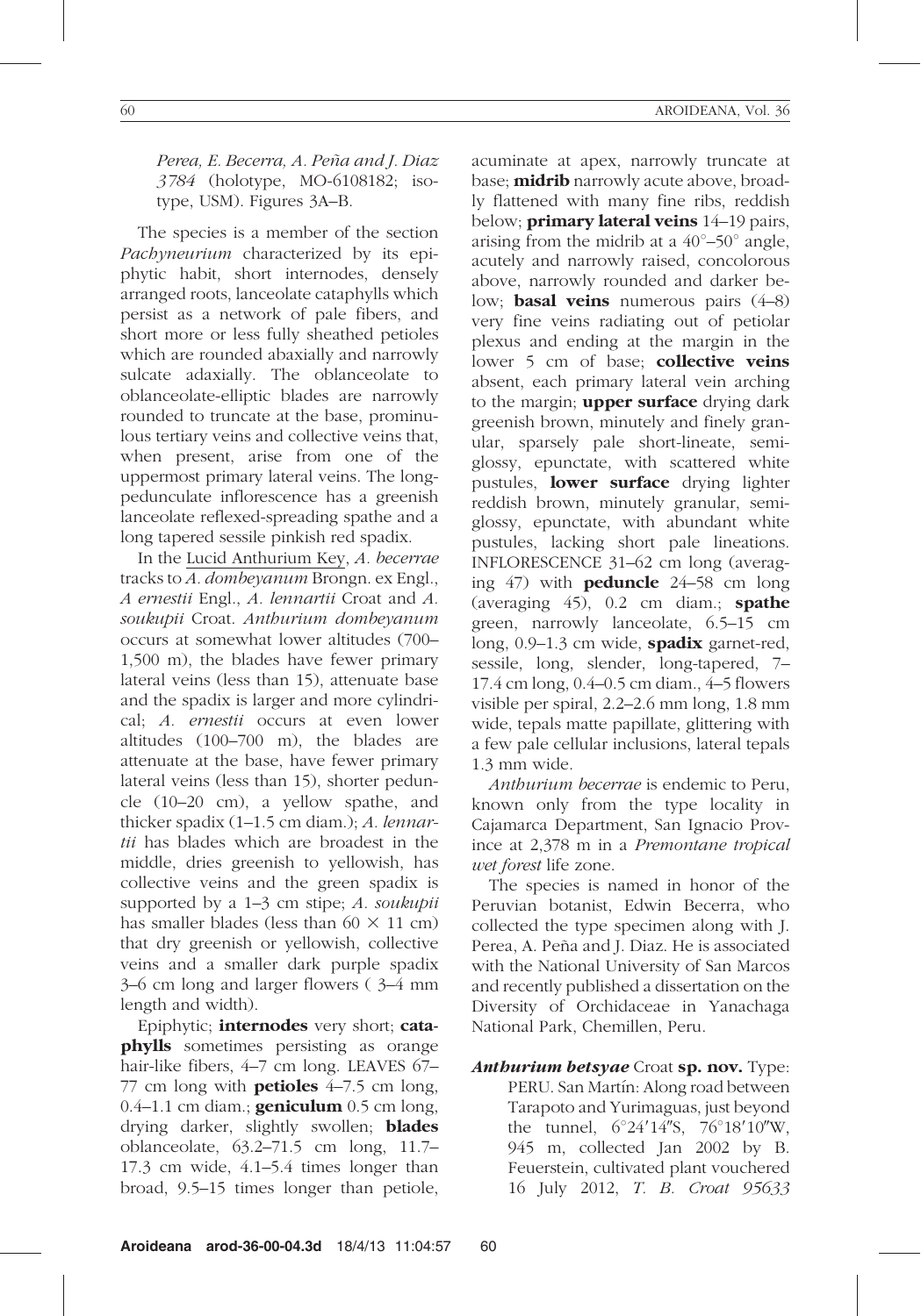*Perea, E. Becerra, A. Peña and J. Diaz 3784* (holotype, MO-6108182; isotype, USM). Figures 3A–B.

The species is a member of the section *Pachyneurium* characterized by its epiphytic habit, short internodes, densely arranged roots, lanceolate cataphylls which persist as a network of pale fibers, and short more or less fully sheathed petioles which are rounded abaxially and narrowly sulcate adaxially. The oblanceolate to oblanceolate-elliptic blades are narrowly rounded to truncate at the base, prominulous tertiary veins and collective veins that, when present, arise from one of the uppermost primary lateral veins. The long-pedunculate inflorescence has a greenish lanceolate reflexed-spreading spathe and a long tapered sessile pinkish red spadix.

In the Lucid Anthurium Key, *A. becerrae* tracks to *A. dombeyanum* Brongn. ex Engl., *A ernestii* Engl., *A. lennartii* Croat and *A. soukupii* Croat. *Anthurium dombeyanum* occurs at somewhat lower altitudes (700–1,500 m), the blades have fewer primary lateral veins (less than 15), attenuate base and the spadix is larger and more cylindrical; *A. ernestii* occurs at even lower altitudes (100–700 m), the blades are attenuate at the base, have fewer primary lateral veins (less than 15), shorter peduncle (10–20 cm), a yellow spathe, and thicker spadix (1–1.5 cm diam.); *A. lennartii* has blades which are broadest in the middle, dries greenish to yellowish, has collective veins and the green spadix is supported by a 1–3 cm stipe; *A. soukupii* has smaller blades (less than 60 × 11 cm) that dry greenish or yellowish, collective veins and a smaller dark purple spadix 3–6 cm long and larger flowers ( 3–4 mm length and width).

Epiphytic; **internodes** very short; **cataphylls** sometimes persisting as orange hair-like fibers, 4–7 cm long. LEAVES 67–77 cm long with **petioles** 4–7.5 cm long, 0.4–1.1 cm diam.; **geniculum** 0.5 cm long, drying darker, slightly swollen; **blades** oblanceolate, 63.2–71.5 cm long, 11.7–17.3 cm wide, 4.1–5.4 times longer than broad, 9.5–15 times longer than petiole, acuminate at apex, narrowly truncate at base; **midrib** narrowly acute above, broadly flattened with many fine ribs, reddish below; **primary lateral veins** 14–19 pairs, arising from the midrib at a 40°–50° angle, acutely and narrowly raised, concolorous above, narrowly rounded and darker below; **basal veins** numerous pairs (4–8) very fine veins radiating out of petiolar plexus and ending at the margin in the lower 5 cm of base; **collective veins** absent, each primary lateral vein arching to the margin; **upper surface** drying dark greenish brown, minutely and finely granular, sparsely pale short-lineate, semiglossy, epunctate, with scattered white pustules, **lower surface** drying lighter reddish brown, minutely granular, semiglossy, epunctate, with abundant white pustules, lacking short pale lineations. INFLORESCENCE 31–62 cm long (averaging 47) with **peduncle** 24–58 cm long (averaging 45), 0.2 cm diam.; **spathe** green, narrowly lanceolate, 6.5–15 cm long, 0.9–1.3 cm wide, **spadix** garnet-red, sessile, long, slender, long-tapered, 7–17.4 cm long, 0.4–0.5 cm diam., 4–5 flowers visible per spiral, 2.2–2.6 mm long, 1.8 mm wide, tepals matte papillate, glittering with a few pale cellular inclusions, lateral tepals 1.3 mm wide.

*Anthurium becerrae* is endemic to Peru, known only from the type locality in Cajamarca Department, San Ignacio Province at 2,378 m in a *Premontane tropical wet forest* life zone.

The species is named in honor of the Peruvian botanist, Edwin Becerra, who collected the type specimen along with J. Perea, A. Peña and J. Diaz. He is associated with the National University of San Marcos and recently published a dissertation on the Diversity of Orchidaceae in Yanachaga National Park, Chemillen, Peru.

***Anthurium betsyae*** **Croat sp. nov.** Type: PERU. San Martín: Along road between Tarapoto and Yurimaguas, just beyond the tunnel, 6°24′14″S, 76°18′10″W, 945 m, collected Jan 2002 by B. Feuerstein, cultivated plant vouchered 16 July 2012, *T. B. Croat 95633*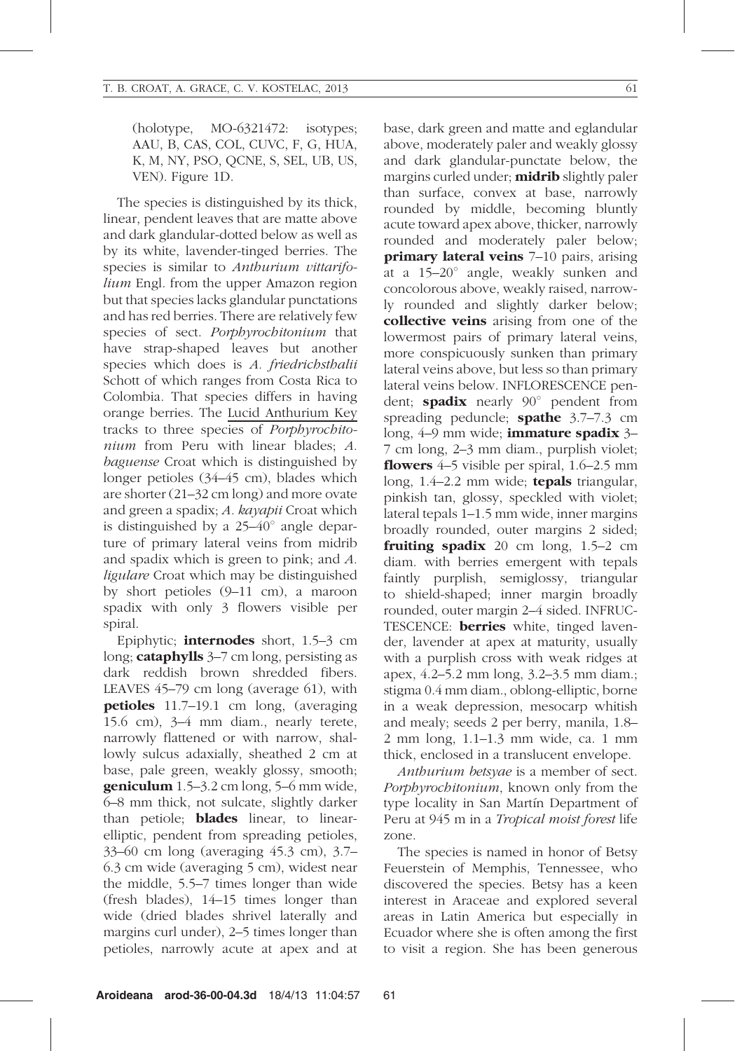(holotype, MO-6321472: isotypes; AAU, B, CAS, COL, CUVC, F, G, HUA, K, M, NY, PSO, QCNE, S, SEL, UB, US, VEN). Figure 1D.

The species is distinguished by its thick, linear, pendent leaves that are matte above and dark glandular-dotted below as well as by its white, lavender-tinged berries. The species is similar to *Anthurium vittarifolium* Engl. from the upper Amazon region but that species lacks glandular punctations and has red berries. There are relatively few species of sect. *Porphyrochitonium* that have strap-shaped leaves but another species which does is *A. friedrichsthalii* Schott of which ranges from Costa Rica to Colombia. That species differs in having orange berries. The Lucid Anthurium Key tracks to three species of *Porphyrochitonium* from Peru with linear blades; *A. baguense* Croat which is distinguished by longer petioles (34–45 cm), blades which are shorter (21–32 cm long) and more ovate and green a spadix; *A. kayapii* Croat which is distinguished by a 25–40° angle departure of primary lateral veins from midrib and spadix which is green to pink; and *A. ligulare* Croat which may be distinguished by short petioles (9–11 cm), a maroon spadix with only 3 flowers visible per spiral.

Epiphytic; **internodes** short, 1.5–3 cm long; **cataphylls** 3–7 cm long, persisting as dark reddish brown shredded fibers. LEAVES 45–79 cm long (average 61), with **petioles** 11.7–19.1 cm long, (averaging 15.6 cm), 3–4 mm diam., nearly terete, narrowly flattened or with narrow, shallowly sulcus adaxially, sheathed 2 cm at base, pale green, weakly glossy, smooth; **geniculum** 1.5–3.2 cm long, 5–6 mm wide, 6–8 mm thick, not sulcate, slightly darker than petiole; **blades** linear, to linear-elliptic, pendent from spreading petioles, 33–60 cm long (averaging 45.3 cm), 3.7–6.3 cm wide (averaging 5 cm), widest near the middle, 5.5–7 times longer than wide (fresh blades), 14–15 times longer than wide (dried blades shrivel laterally and margins curl under), 2–5 times longer than petioles, narrowly acute at apex and at base, dark green and matte and eglandular above, moderately paler and weakly glossy and dark glandular-punctate below, the margins curled under; **midrib** slightly paler than surface, convex at base, narrowly rounded by middle, becoming bluntly acute toward apex above, thicker, narrowly rounded and moderately paler below; **primary lateral veins** 7–10 pairs, arising at a 15–20° angle, weakly sunken and concolorous above, weakly raised, narrowly rounded and slightly darker below; **collective veins** arising from one of the lowermost pairs of primary lateral veins, more conspicuously sunken than primary lateral veins above, but less so than primary lateral veins below. INFLORESCENCE pendent; **spadix** nearly 90° pendent from spreading peduncle; **spathe** 3.7–7.3 cm long, 4–9 mm wide; **immature spadix** 3–7 cm long, 2–3 mm diam., purplish violet; **flowers** 4–5 visible per spiral, 1.6–2.5 mm long, 1.4–2.2 mm wide; **tepals** triangular, pinkish tan, glossy, speckled with violet; lateral tepals 1–1.5 mm wide, inner margins broadly rounded, outer margins 2 sided; **fruiting spadix** 20 cm long, 1.5–2 cm diam. with berries emergent with tepals faintly purplish, semiglossy, triangular to shield-shaped; inner margin broadly rounded, outer margin 2–4 sided. INFRUCTESCENCE: **berries** white, tinged lavender, lavender at apex at maturity, usually with a purplish cross with weak ridges at apex, 4.2–5.2 mm long, 3.2–3.5 mm diam.; stigma 0.4 mm diam., oblong-elliptic, borne in a weak depression, mesocarp whitish and mealy; seeds 2 per berry, manila, 1.8–2 mm long, 1.1–1.3 mm wide, ca. 1 mm thick, enclosed in a translucent envelope.

*Anthurium betsyae* is a member of sect. *Porphyrochitonium*, known only from the type locality in San Martín Department of Peru at 945 m in a *Tropical moist forest* life zone.

The species is named in honor of Betsy Feuerstein of Memphis, Tennessee, who discovered the species. Betsy has a keen interest in Araceae and explored several areas in Latin America but especially in Ecuador where she is often among the first to visit a region. She has been generous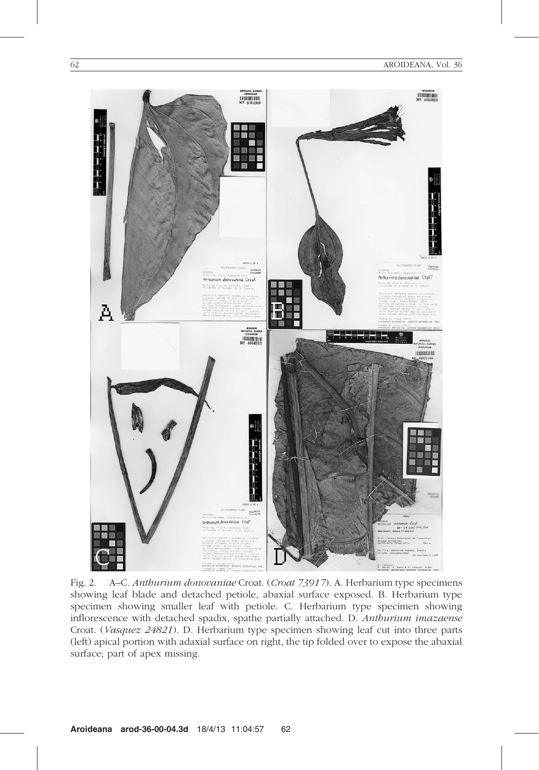Fig. 2. A–C. *Anthurium donovaniae* Croat. (*Croat 73917*). A. Herbarium type specimens showing leaf blade and detached petiole, abaxial surface exposed. B. Herbarium type specimen showing smaller leaf with petiole. C. Herbarium type specimen showing inflorescence with detached spadix, spathe partially attached. D. *Anthurium imazaense* Croat. (*Vasquez 24821*). D. Herbarium type specimen showing leaf cut into three parts (left) apical portion with adaxial surface on right, the tip folded over to expose the abaxial surface; part of apex missing.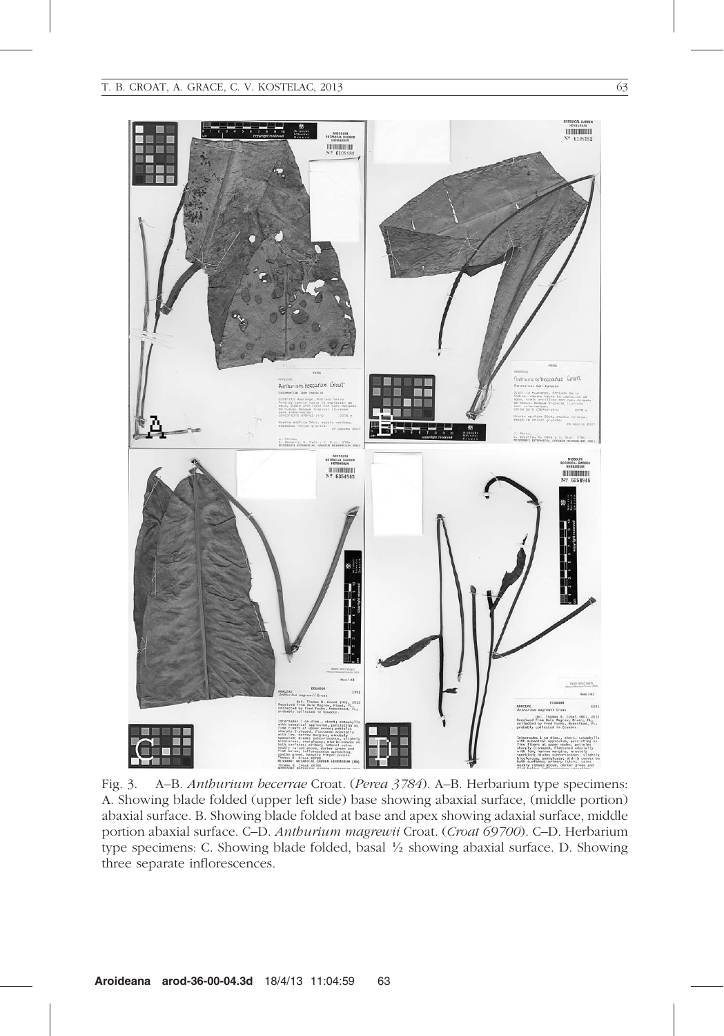Fig. 3. A–B. *Anthurium becerrae* Croat. (*Perea 3784*). A–B. Herbarium type specimens: A. Showing blade folded (upper left side) base showing abaxial surface, (middle portion) abaxial surface. B. Showing blade folded at base and apex showing adaxial surface, middle portion abaxial surface. C–D. *Anthurium magrewii* Croat. (*Croat 69700*). C–D. Herbarium type specimens: C. Showing blade folded, basal ½ showing abaxial surface. D. Showing three separate inflorescences.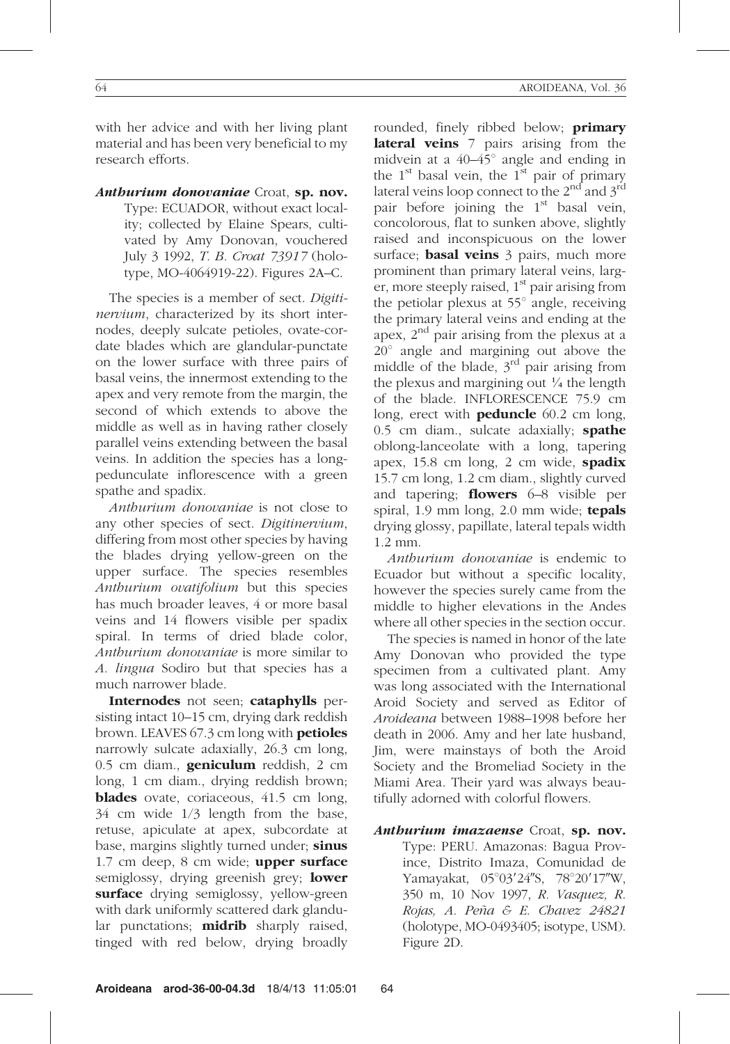with her advice and with her living plant material and has been very beneficial to my research efforts.

***Anthurium donovaniae*** Croat, **sp. nov.** Type: ECUADOR, without exact locality; collected by Elaine Spears, cultivated by Amy Donovan, vouchered July 3 1992, *T. B. Croat 73917* (holotype, MO-4064919-22). Figures 2A–C.

The species is a member of sect. *Digitinervium*, characterized by its short internodes, deeply sulcate petioles, ovate-cordate blades which are glandular-punctate on the lower surface with three pairs of basal veins, the innermost extending to the apex and very remote from the margin, the second of which extends to above the middle as well as in having rather closely parallel veins extending between the basal veins. In addition the species has a long-pedunculate inflorescence with a green spathe and spadix.

*Anthurium donovaniae* is not close to any other species of sect. *Digitinervium*, differing from most other species by having the blades drying yellow-green on the upper surface. The species resembles *Anthurium ovatifolium* but this species has much broader leaves, 4 or more basal veins and 14 flowers visible per spadix spiral. In terms of dried blade color, *Anthurium donovaniae* is more similar to *A. lingua* Sodiro but that species has a much narrower blade.

**Internodes** not seen; **cataphylls** persisting intact 10–15 cm, drying dark reddish brown. LEAVES 67.3 cm long with **petioles** narrowly sulcate adaxially, 26.3 cm long, 0.5 cm diam., **geniculum** reddish, 2 cm long, 1 cm diam., drying reddish brown; **blades** ovate, coriaceous, 41.5 cm long, 34 cm wide 1/3 length from the base, retuse, apiculate at apex, subcordate at base, margins slightly turned under; **sinus** 1.7 cm deep, 8 cm wide; **upper surface** semiglossy, drying greenish grey; **lower surface** drying semiglossy, yellow-green with dark uniformly scattered dark glandular punctations; **midrib** sharply raised, tinged with red below, drying broadly rounded, finely ribbed below; **primary lateral veins** 7 pairs arising from the midvein at a 40–45° angle and ending in the 1st basal vein, the 1st pair of primary lateral veins loop connect to the 2nd and 3rd pair before joining the 1st basal vein, concolorous, flat to sunken above, slightly raised and inconspicuous on the lower surface; **basal veins** 3 pairs, much more prominent than primary lateral veins, larger, more steeply raised, 1st pair arising from the petiolar plexus at 55° angle, receiving the primary lateral veins and ending at the apex, 2nd pair arising from the plexus at a 20° angle and margining out above the middle of the blade, 3rd pair arising from the plexus and margining out ¼ the length of the blade. INFLORESCENCE 75.9 cm long, erect with **peduncle** 60.2 cm long, 0.5 cm diam., sulcate adaxially; **spathe** oblong-lanceolate with a long, tapering apex, 15.8 cm long, 2 cm wide, **spadix** 15.7 cm long, 1.2 cm diam., slightly curved and tapering; **flowers** 6–8 visible per spiral, 1.9 mm long, 2.0 mm wide; **tepals** drying glossy, papillate, lateral tepals width 1.2 mm.

*Anthurium donovaniae* is endemic to Ecuador but without a specific locality, however the species surely came from the middle to higher elevations in the Andes where all other species in the section occur.

The species is named in honor of the late Amy Donovan who provided the type specimen from a cultivated plant. Amy was long associated with the International Aroid Society and served as Editor of *Aroideana* between 1988–1998 before her death in 2006. Amy and her late husband, Jim, were mainstays of both the Aroid Society and the Bromeliad Society in the Miami Area. Their yard was always beautifully adorned with colorful flowers.

***Anthurium imazaense*** Croat, **sp. nov.** Type: PERU. Amazonas: Bagua Province, Distrito Imaza, Comunidad de Yamayakat, 05°03′24″S, 78°20′17″W, 350 m, 10 Nov 1997, *R. Vasquez, R. Rojas, A. Peña & E. Chavez 24821* (holotype, MO-0493405; isotype, USM). Figure 2D.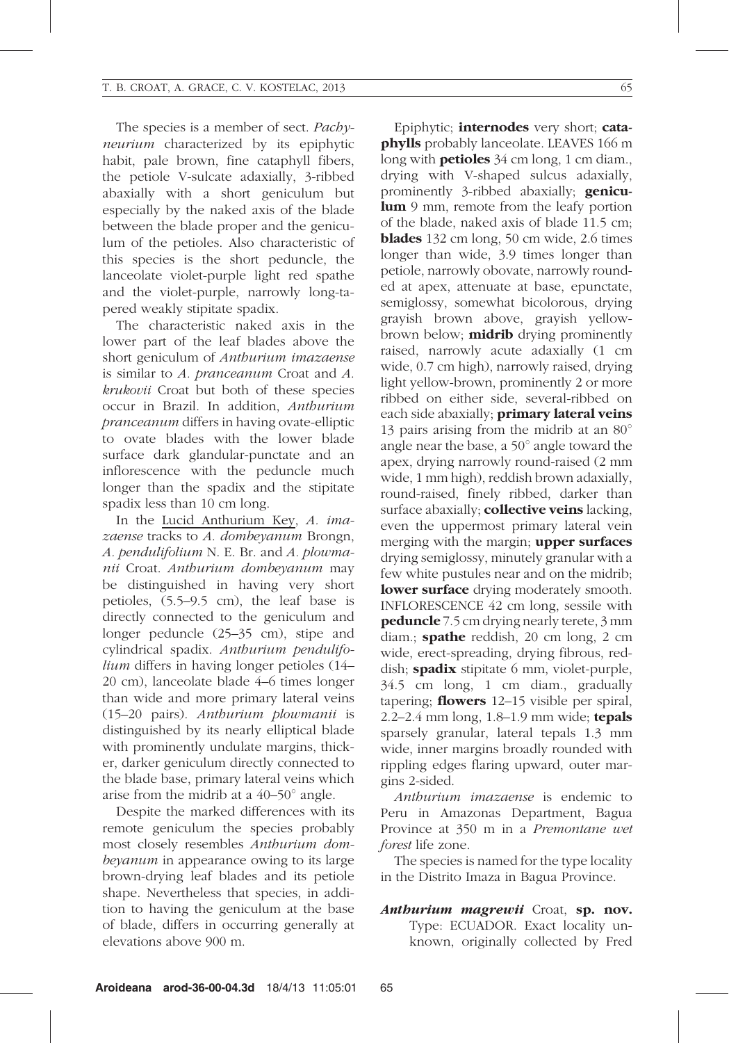The species is a member of sect. *Pachyneurium* characterized by its epiphytic habit, pale brown, fine cataphyll fibers, the petiole V-sulcate adaxially, 3-ribbed abaxially with a short geniculum but especially by the naked axis of the blade between the blade proper and the geniculum of the petioles. Also characteristic of this species is the short peduncle, the lanceolate violet-purple light red spathe and the violet-purple, narrowly long-tapered weakly stipitate spadix.

The characteristic naked axis in the lower part of the leaf blades above the short geniculum of *Anthurium imazaense* is similar to *A. pranceanum* Croat and *A. krukovii* Croat but both of these species occur in Brazil. In addition, *Anthurium pranceanum* differs in having ovate-elliptic to ovate blades with the lower blade surface dark glandular-punctate and an inflorescence with the peduncle much longer than the spadix and the stipitate spadix less than 10 cm long.

In the Lucid Anthurium Key, *A. imazaense* tracks to *A. dombeyanum* Brongn, *A. pendulifolium* N. E. Br. and *A. plowmanii* Croat. *Anthurium dombeyanum* may be distinguished in having very short petioles, (5.5–9.5 cm), the leaf base is directly connected to the geniculum and longer peduncle (25–35 cm), stipe and cylindrical spadix. *Anthurium pendulifolium* differs in having longer petioles (14–20 cm), lanceolate blade 4–6 times longer than wide and more primary lateral veins (15–20 pairs). *Anthurium plowmanii* is distinguished by its nearly elliptical blade with prominently undulate margins, thicker, darker geniculum directly connected to the blade base, primary lateral veins which arise from the midrib at a 40–50° angle.

Despite the marked differences with its remote geniculum the species probably most closely resembles *Anthurium dombeyanum* in appearance owing to its large brown-drying leaf blades and its petiole shape. Nevertheless that species, in addition to having the geniculum at the base of blade, differs in occurring generally at elevations above 900 m.

Epiphytic; **internodes** very short; **cataphylls** probably lanceolate. LEAVES 166 m long with **petioles** 34 cm long, 1 cm diam., drying with V-shaped sulcus adaxially, prominently 3-ribbed abaxially; **geniculum** 9 mm, remote from the leafy portion of the blade, naked axis of blade 11.5 cm; **blades** 132 cm long, 50 cm wide, 2.6 times longer than wide, 3.9 times longer than petiole, narrowly obovate, narrowly rounded at apex, attenuate at base, epunctate, semiglossy, somewhat bicolorous, drying grayish brown above, grayish yellow-brown below; **midrib** drying prominently raised, narrowly acute adaxially (1 cm wide, 0.7 cm high), narrowly raised, drying light yellow-brown, prominently 2 or more ribbed on either side, several-ribbed on each side abaxially; **primary lateral veins** 13 pairs arising from the midrib at an 80° angle near the base, a 50° angle toward the apex, drying narrowly round-raised (2 mm wide, 1 mm high), reddish brown adaxially, round-raised, finely ribbed, darker than surface abaxially; **collective veins** lacking, even the uppermost primary lateral vein merging with the margin; **upper surfaces** drying semiglossy, minutely granular with a few white pustules near and on the midrib; **lower surface** drying moderately smooth. INFLORESCENCE 42 cm long, sessile with **peduncle** 7.5 cm drying nearly terete, 3 mm diam.; **spathe** reddish, 20 cm long, 2 cm wide, erect-spreading, drying fibrous, reddish; **spadix** stipitate 6 mm, violet-purple, 34.5 cm long, 1 cm diam., gradually tapering; **flowers** 12–15 visible per spiral, 2.2–2.4 mm long, 1.8–1.9 mm wide; **tepals** sparsely granular, lateral tepals 1.3 mm wide, inner margins broadly rounded with rippling edges flaring upward, outer margins 2-sided.

*Anthurium imazaense* is endemic to Peru in Amazonas Department, Bagua Province at 350 m in a *Premontane wet forest* life zone.

The species is named for the type locality in the Distrito Imaza in Bagua Province.

***Anthurium magrewii*** **Croat, sp. nov.** Type: ECUADOR. Exact locality unknown, originally collected by Fred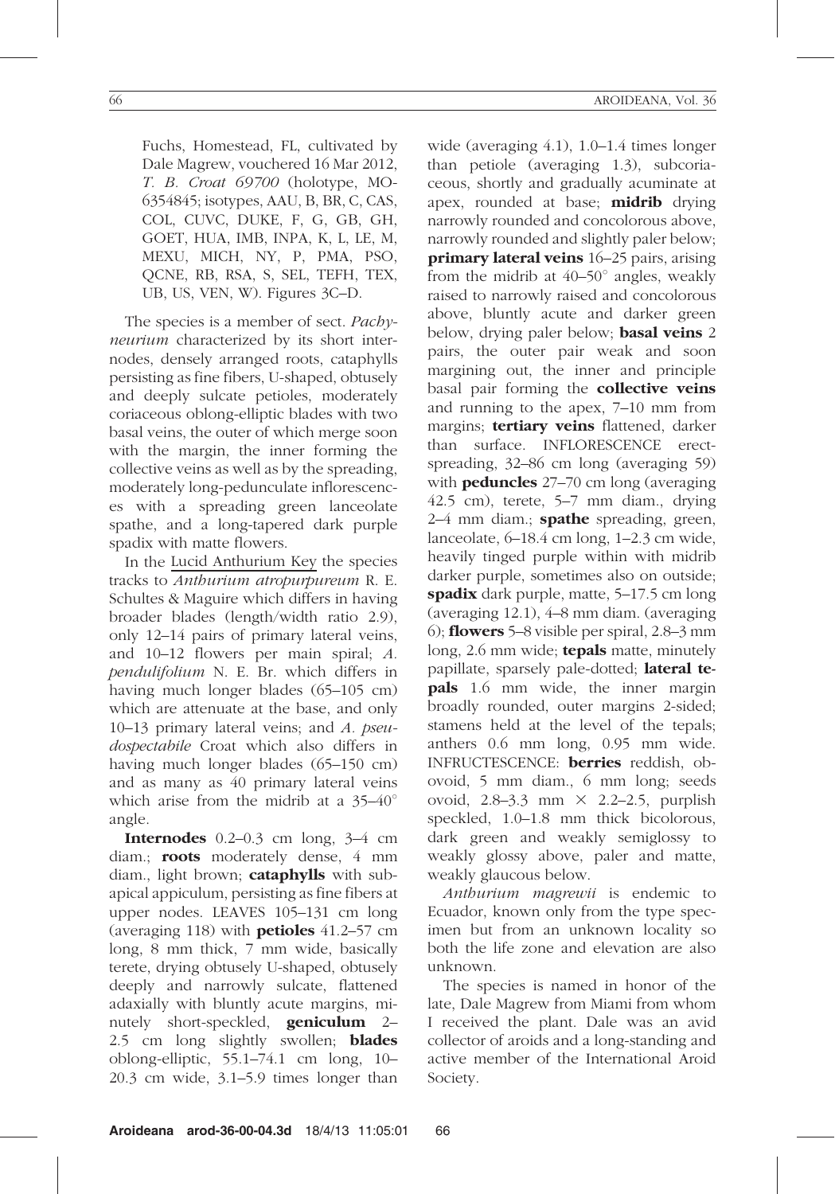Fuchs, Homestead, FL, cultivated by Dale Magrew, vouchered 16 Mar 2012, *T. B. Croat 69700* (holotype, MO-6354845; isotypes, AAU, B, BR, C, CAS, COL, CUVC, DUKE, F, G, GB, GH, GOET, HUA, IMB, INPA, K, L, LE, M, MEXU, MICH, NY, P, PMA, PSO, QCNE, RB, RSA, S, SEL, TEFH, TEX, UB, US, VEN, W). Figures 3C–D.

The species is a member of sect. *Pachyneurium* characterized by its short internodes, densely arranged roots, cataphylls persisting as fine fibers, U-shaped, obtusely and deeply sulcate petioles, moderately coriaceous oblong-elliptic blades with two basal veins, the outer of which merge soon with the margin, the inner forming the collective veins as well as by the spreading, moderately long-pedunculate inflorescences with a spreading green lanceolate spathe, and a long-tapered dark purple spadix with matte flowers.

In the Lucid Anthurium Key the species tracks to *Anthurium atropurpureum* R. E. Schultes & Maguire which differs in having broader blades (length/width ratio 2.9), only 12–14 pairs of primary lateral veins, and 10–12 flowers per main spiral; *A. pendulifolium* N. E. Br. which differs in having much longer blades (65–105 cm) which are attenuate at the base, and only 10–13 primary lateral veins; and *A. pseudospectabile* Croat which also differs in having much longer blades (65–150 cm) and as many as 40 primary lateral veins which arise from the midrib at a 35–40° angle.

**Internodes** 0.2–0.3 cm long, 3–4 cm diam.; **roots** moderately dense, 4 mm diam., light brown; **cataphylls** with subapical apiculum, persisting as fine fibers at upper nodes. LEAVES 105–131 cm long (averaging 118) with **petioles** 41.2–57 cm long, 8 mm thick, 7 mm wide, basically terete, drying obtusely U-shaped, obtusely deeply and narrowly sulcate, flattened adaxially with bluntly acute margins, minutely short-speckled, **geniculum** 2–2.5 cm long slightly swollen; **blades** oblong-elliptic, 55.1–74.1 cm long, 10–20.3 cm wide, 3.1–5.9 times longer than wide (averaging 4.1), 1.0–1.4 times longer than petiole (averaging 1.3), subcoriaceous, shortly and gradually acuminate at apex, rounded at base; **midrib** drying narrowly rounded and concolorous above, narrowly rounded and slightly paler below; **primary lateral veins** 16–25 pairs, arising from the midrib at 40–50° angles, weakly raised to narrowly raised and concolorous above, bluntly acute and darker green below, drying paler below; **basal veins** 2 pairs, the outer pair weak and soon margining out, the inner and principle basal pair forming the **collective veins** and running to the apex, 7–10 mm from margins; **tertiary veins** flattened, darker than surface. INFLORESCENCE erect-spreading, 32–86 cm long (averaging 59) with **peduncles** 27–70 cm long (averaging 42.5 cm), terete, 5–7 mm diam., drying 2–4 mm diam.; **spathe** spreading, green, lanceolate, 6–18.4 cm long, 1–2.3 cm wide, heavily tinged purple within with midrib darker purple, sometimes also on outside; **spadix** dark purple, matte, 5–17.5 cm long (averaging 12.1), 4–8 mm diam. (averaging 6); **flowers** 5–8 visible per spiral, 2.8–3 mm long, 2.6 mm wide; **tepals** matte, minutely papillate, sparsely pale-dotted; **lateral tepals** 1.6 mm wide, the inner margin broadly rounded, outer margins 2-sided; stamens held at the level of the tepals; anthers 0.6 mm long, 0.95 mm wide. INFRUCTESCENCE: **berries** reddish, obovoid, 5 mm diam., 6 mm long; seeds ovoid, 2.8–3.3 mm × 2.2–2.5, purplish speckled, 1.0–1.8 mm thick bicolorous, dark green and weakly semiglossy to weakly glossy above, paler and matte, weakly glaucous below.

*Anthurium magrewii* is endemic to Ecuador, known only from the type specimen but from an unknown locality so both the life zone and elevation are also unknown.

The species is named in honor of the late, Dale Magrew from Miami from whom I received the plant. Dale was an avid collector of aroids and a long-standing and active member of the International Aroid Society.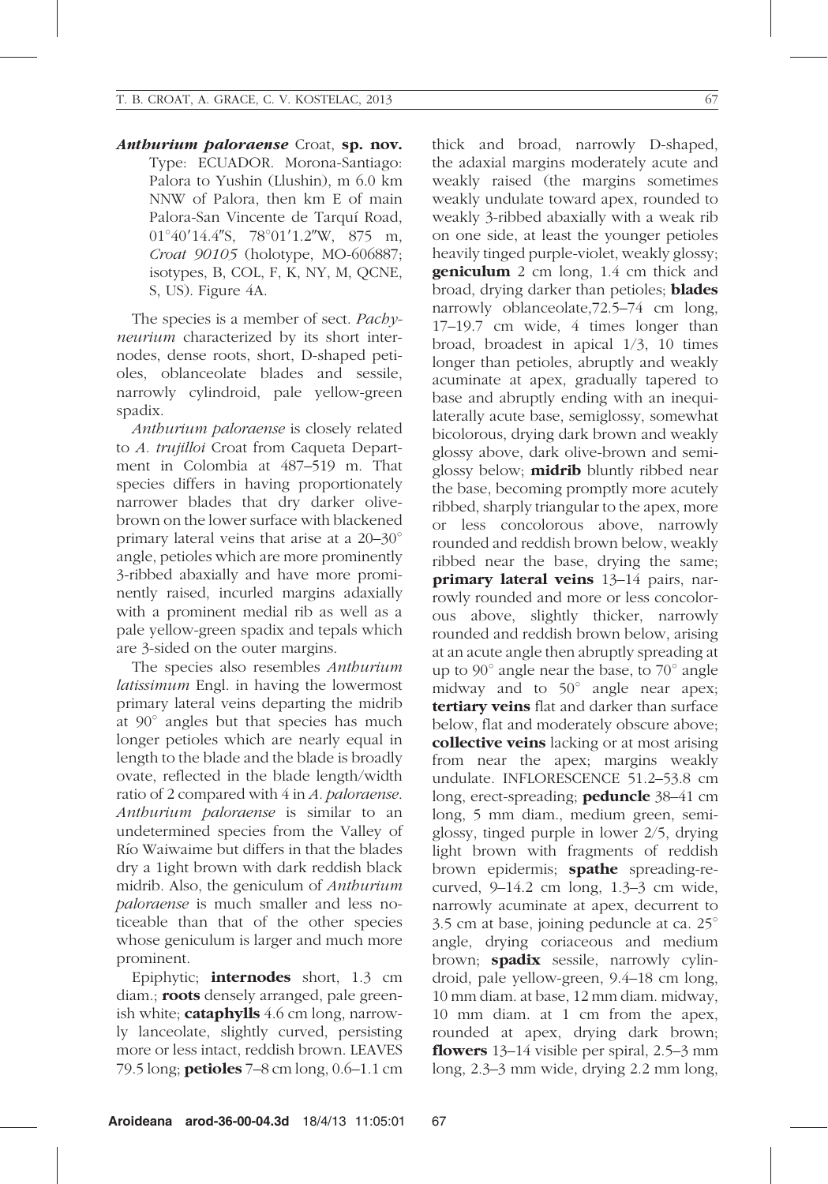***Anthurium paloraense*** Croat, **sp. nov.** Type: ECUADOR. Morona-Santiago: Palora to Yushin (Llushin), m 6.0 km NNW of Palora, then km E of main Palora-San Vincente de Tarquí Road, 01°40′14.4″S, 78°01′1.2″W, 875 m, *Croat 90105* (holotype, MO-606887; isotypes, B, COL, F, K, NY, M, QCNE, S, US). Figure 4A.

The species is a member of sect. *Pachyneurium* characterized by its short internodes, dense roots, short, D-shaped petioles, oblanceolate blades and sessile, narrowly cylindroid, pale yellow-green spadix.

*Anthurium paloraense* is closely related to *A. trujilloi* Croat from Caqueta Department in Colombia at 487–519 m. That species differs in having proportionately narrower blades that dry darker olive-brown on the lower surface with blackened primary lateral veins that arise at a 20–30° angle, petioles which are more prominently 3-ribbed abaxially and have more prominently raised, incurled margins adaxially with a prominent medial rib as well as a pale yellow-green spadix and tepals which are 3-sided on the outer margins.

The species also resembles *Anthurium latissimum* Engl. in having the lowermost primary lateral veins departing the midrib at 90° angles but that species has much longer petioles which are nearly equal in length to the blade and the blade is broadly ovate, reflected in the blade length/width ratio of 2 compared with 4 in *A. paloraense*. *Anthurium paloraense* is similar to an undetermined species from the Valley of Río Waiwaime but differs in that the blades dry a 1ight brown with dark reddish black midrib. Also, the geniculum of *Anthurium paloraense* is much smaller and less noticeable than that of the other species whose geniculum is larger and much more prominent.

Epiphytic; **internodes** short, 1.3 cm diam.; **roots** densely arranged, pale greenish white; **cataphylls** 4.6 cm long, narrowly lanceolate, slightly curved, persisting more or less intact, reddish brown. LEAVES 79.5 long; **petioles** 7–8 cm long, 0.6–1.1 cm thick and broad, narrowly D-shaped, the adaxial margins moderately acute and weakly raised (the margins sometimes weakly undulate toward apex, rounded to weakly 3-ribbed abaxially with a weak rib on one side, at least the younger petioles heavily tinged purple-violet, weakly glossy; **geniculum** 2 cm long, 1.4 cm thick and broad, drying darker than petioles; **blades** narrowly oblanceolate,72.5–74 cm long, 17–19.7 cm wide, 4 times longer than broad, broadest in apical 1/3, 10 times longer than petioles, abruptly and weakly acuminate at apex, gradually tapered to base and abruptly ending with an inequilaterally acute base, semiglossy, somewhat bicolorous, drying dark brown and weakly glossy above, dark olive-brown and semiglossy below; **midrib** bluntly ribbed near the base, becoming promptly more acutely ribbed, sharply triangular to the apex, more or less concolorous above, narrowly rounded and reddish brown below, weakly ribbed near the base, drying the same; **primary lateral veins** 13–14 pairs, narrowly rounded and more or less concolorous above, slightly thicker, narrowly rounded and reddish brown below, arising at an acute angle then abruptly spreading at up to 90° angle near the base, to 70° angle midway and to 50° angle near apex; **tertiary veins** flat and darker than surface below, flat and moderately obscure above; **collective veins** lacking or at most arising from near the apex; margins weakly undulate. INFLORESCENCE 51.2–53.8 cm long, erect-spreading; **peduncle** 38–41 cm long, 5 mm diam., medium green, semiglossy, tinged purple in lower 2/5, drying light brown with fragments of reddish brown epidermis; **spathe** spreading-recurved, 9–14.2 cm long, 1.3–3 cm wide, narrowly acuminate at apex, decurrent to 3.5 cm at base, joining peduncle at ca. 25° angle, drying coriaceous and medium brown; **spadix** sessile, narrowly cylindroid, pale yellow-green, 9.4–18 cm long, 10 mm diam. at base, 12 mm diam. midway, 10 mm diam. at 1 cm from the apex, rounded at apex, drying dark brown; **flowers** 13–14 visible per spiral, 2.5–3 mm long, 2.3–3 mm wide, drying 2.2 mm long,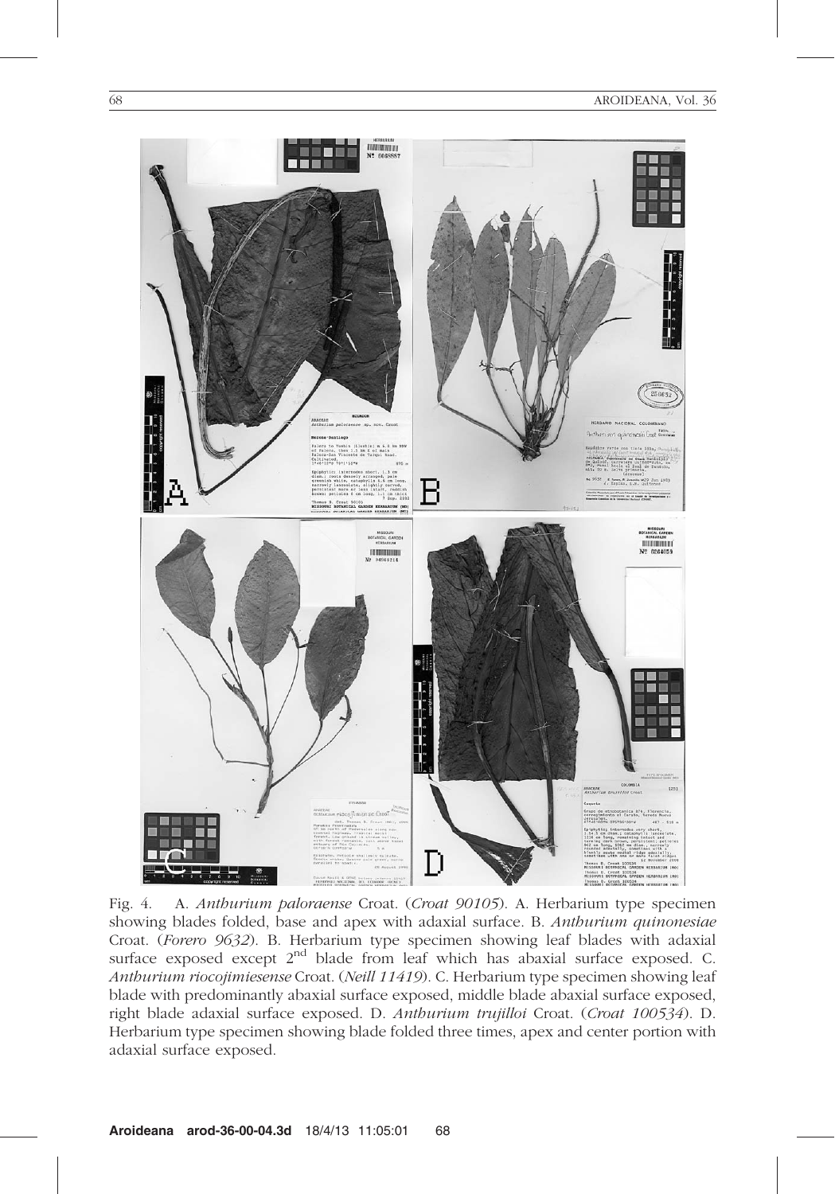Fig. 4. A. *Anthurium paloraense* Croat. (*Croat 90105*). A. Herbarium type specimen showing blades folded, base and apex with adaxial surface. B. *Anthurium quinonesiae* Croat. (*Forero 9632*). B. Herbarium type specimen showing leaf blades with adaxial surface exposed except 2[nd] blade from leaf which has abaxial surface exposed. C. *Anthurium riocojimiesense* Croat. (*Neill 11419*). C. Herbarium type specimen showing leaf blade with predominantly abaxial surface exposed, middle blade abaxial surface exposed, right blade adaxial surface exposed. D. *Anthurium trujilloi* Croat. (*Croat 100534*). D. Herbarium type specimen showing blade folded three times, apex and center portion with adaxial surface exposed.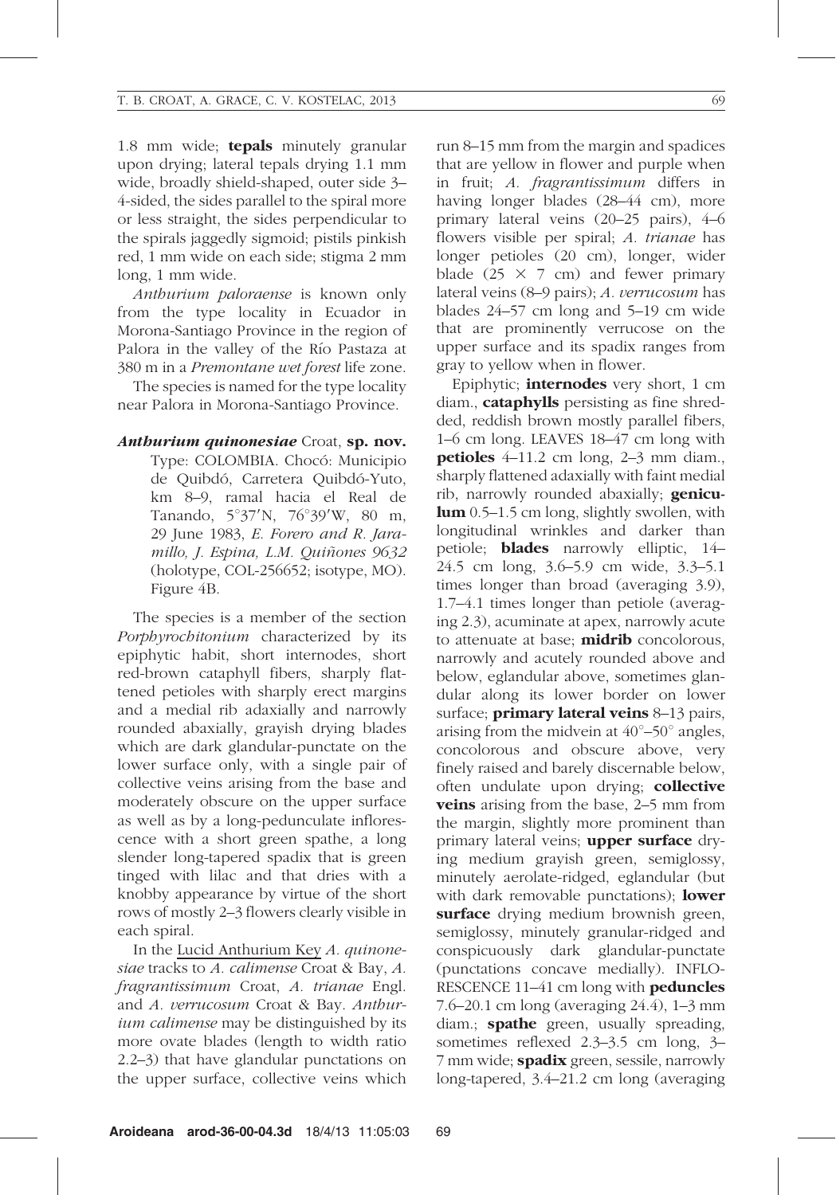1.8 mm wide; **tepals** minutely granular upon drying; lateral tepals drying 1.1 mm wide, broadly shield-shaped, outer side 3–4-sided, the sides parallel to the spiral more or less straight, the sides perpendicular to the spirals jaggedly sigmoid; pistils pinkish red, 1 mm wide on each side; stigma 2 mm long, 1 mm wide.

*Anthurium paloraense* is known only from the type locality in Ecuador in Morona-Santiago Province in the region of Palora in the valley of the Río Pastaza at 380 m in a *Premontane wet forest* life zone.

The species is named for the type locality near Palora in Morona-Santiago Province.

***Anthurium quinonesiae*** Croat, **sp. nov.** Type: COLOMBIA. Chocó: Municipio de Quibdó, Carretera Quibdó-Yuto, km 8–9, ramal hacia el Real de Tanando, 5°37′N, 76°39′W, 80 m, 29 June 1983, *E. Forero and R. Jaramillo, J. Espina, L.M. Quiñones 9632* (holotype, COL-256652; isotype, MO). Figure 4B.

The species is a member of the section *Porphyrochitonium* characterized by its epiphytic habit, short internodes, short red-brown cataphyll fibers, sharply flattened petioles with sharply erect margins and a medial rib adaxially and narrowly rounded abaxially, grayish drying blades which are dark glandular-punctate on the lower surface only, with a single pair of collective veins arising from the base and moderately obscure on the upper surface as well as by a long-pedunculate inflorescence with a short green spathe, a long slender long-tapered spadix that is green tinged with lilac and that dries with a knobby appearance by virtue of the short rows of mostly 2–3 flowers clearly visible in each spiral.

In the Lucid Anthurium Key *A. quinonesiae* tracks to *A. calimense* Croat & Bay, *A. fragrantissimum* Croat, *A. trianae* Engl. and *A. verrucosum* Croat & Bay. *Anthurium calimense* may be distinguished by its more ovate blades (length to width ratio 2.2–3) that have glandular punctations on the upper surface, collective veins which run 8–15 mm from the margin and spadices that are yellow in flower and purple when in fruit; *A. fragrantissimum* differs in having longer blades (28–44 cm), more primary lateral veins (20–25 pairs), 4–6 flowers visible per spiral; *A. trianae* has longer petioles (20 cm), longer, wider blade (25 × 7 cm) and fewer primary lateral veins (8–9 pairs); *A. verrucosum* has blades 24–57 cm long and 5–19 cm wide that are prominently verrucose on the upper surface and its spadix ranges from gray to yellow when in flower.

Epiphytic; **internodes** very short, 1 cm diam., **cataphylls** persisting as fine shredded, reddish brown mostly parallel fibers, 1–6 cm long. LEAVES 18–47 cm long with **petioles** 4–11.2 cm long, 2–3 mm diam., sharply flattened adaxially with faint medial rib, narrowly rounded abaxially; **geniculum** 0.5–1.5 cm long, slightly swollen, with longitudinal wrinkles and darker than petiole; **blades** narrowly elliptic, 14–24.5 cm long, 3.6–5.9 cm wide, 3.3–5.1 times longer than broad (averaging 3.9), 1.7–4.1 times longer than petiole (averaging 2.3), acuminate at apex, narrowly acute to attenuate at base; **midrib** concolorous, narrowly and acutely rounded above and below, eglandular above, sometimes glandular along its lower border on lower surface; **primary lateral veins** 8–13 pairs, arising from the midvein at 40°–50° angles, concolorous and obscure above, very finely raised and barely discernable below, often undulate upon drying; **collective veins** arising from the base, 2–5 mm from the margin, slightly more prominent than primary lateral veins; **upper surface** drying medium grayish green, semiglossy, minutely aerolate-ridged, eglandular (but with dark removable punctations); **lower surface** drying medium brownish green, semiglossy, minutely granular-ridged and conspicuously dark glandular-punctate (punctations concave medially). INFLORESCENCE 11–41 cm long with **peduncles** 7.6–20.1 cm long (averaging 24.4), 1–3 mm diam.; **spathe** green, usually spreading, sometimes reflexed 2.3–3.5 cm long, 3–7 mm wide; **spadix** green, sessile, narrowly long-tapered, 3.4–21.2 cm long (averaging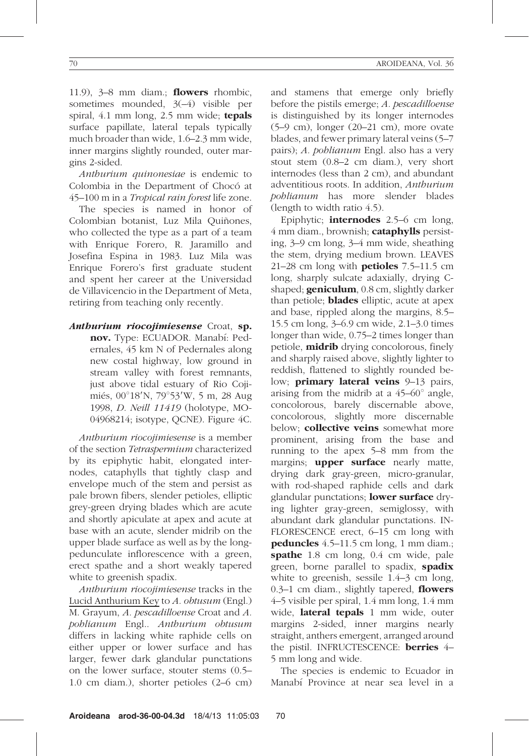11.9), 3–8 mm diam.; **flowers** rhombic, sometimes mounded, 3(–4) visible per spiral, 4.1 mm long, 2.5 mm wide; **tepals** surface papillate, lateral tepals typically much broader than wide, 1.6–2.3 mm wide, inner margins slightly rounded, outer margins 2-sided.

*Anthurium quinonesiae* is endemic to Colombia in the Department of Chocó at 45–100 m in a *Tropical rain forest* life zone.

The species is named in honor of Colombian botanist, Luz Mila Quiñones, who collected the type as a part of a team with Enrique Forero, R. Jaramillo and Josefina Espina in 1983. Luz Mila was Enrique Forero's first graduate student and spent her career at the Universidad de Villavicencio in the Department of Meta, retiring from teaching only recently.

***Anthurium riocojimiesense*** Croat, **sp. nov.** Type: ECUADOR. Manabí: Pedernales, 45 km N of Pedernales along new costal highway, low ground in stream valley with forest remnants, just above tidal estuary of Rio Cojimiés, 00°18′N, 79°53′W, 5 m, 28 Aug 1998, *D. Neill 11419* (holotype, MO-04968214; isotype, QCNE). Figure 4C.

*Anthurium riocojimiesense* is a member of the section *Tetraspermium* characterized by its epiphytic habit, elongated internodes, cataphylls that tightly clasp and envelope much of the stem and persist as pale brown fibers, slender petioles, elliptic grey-green drying blades which are acute and shortly apiculate at apex and acute at base with an acute, slender midrib on the upper blade surface as well as by the long-pedunculate inflorescence with a green, erect spathe and a short weakly tapered white to greenish spadix.

*Anthurium riocojimiesense* tracks in the Lucid Anthurium Key to *A. obtusum* (Engl.) M. Grayum, *A. pescadilloense* Croat and *A. pohlianum* Engl.. *Anthurium obtusum* differs in lacking white raphide cells on either upper or lower surface and has larger, fewer dark glandular punctations on the lower surface, stouter stems (0.5–1.0 cm diam.), shorter petioles (2–6 cm) and stamens that emerge only briefly before the pistils emerge; *A. pescadilloense* is distinguished by its longer internodes (5–9 cm), longer (20–21 cm), more ovate blades, and fewer primary lateral veins (5–7 pairs); *A. pohlianum* Engl. also has a very stout stem (0.8–2 cm diam.), very short internodes (less than 2 cm), and abundant adventitious roots. In addition, *Anthurium pohlianum* has more slender blades (length to width ratio 4.5).

Epiphytic; **internodes** 2.5–6 cm long, 4 mm diam., brownish; **cataphylls** persisting, 3–9 cm long, 3–4 mm wide, sheathing the stem, drying medium brown. LEAVES 21–28 cm long with **petioles** 7.5–11.5 cm long, sharply sulcate adaxially, drying C-shaped; **geniculum**, 0.8 cm, slightly darker than petiole; **blades** elliptic, acute at apex and base, rippled along the margins, 8.5–15.5 cm long, 3–6.9 cm wide, 2.1–3.0 times longer than wide, 0.75–2 times longer than petiole, **midrib** drying concolorous, finely and sharply raised above, slightly lighter to reddish, flattened to slightly rounded below; **primary lateral veins** 9–13 pairs, arising from the midrib at a 45–60° angle, concolorous, barely discernable above, concolorous, slightly more discernable below; **collective veins** somewhat more prominent, arising from the base and running to the apex 5–8 mm from the margins; **upper surface** nearly matte, drying dark gray-green, micro-granular, with rod-shaped raphide cells and dark glandular punctations; **lower surface** drying lighter gray-green, semiglossy, with abundant dark glandular punctations. INFLORESCENCE erect, 6–15 cm long with **peduncles** 4.5–11.5 cm long, 1 mm diam.; **spathe** 1.8 cm long, 0.4 cm wide, pale green, borne parallel to spadix, **spadix** white to greenish, sessile 1.4–3 cm long, 0.3–1 cm diam., slightly tapered, **flowers** 4–5 visible per spiral, 1.4 mm long, 1.4 mm wide, **lateral tepals** 1 mm wide, outer margins 2-sided, inner margins nearly straight, anthers emergent, arranged around the pistil. INFRUCTESCENCE: **berries** 4–5 mm long and wide.

The species is endemic to Ecuador in Manabí Province at near sea level in a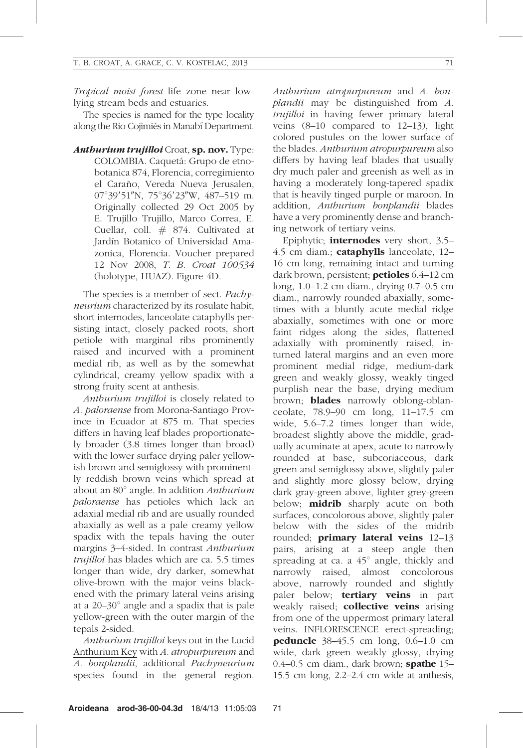*Tropical moist forest* life zone near low-lying stream beds and estuaries.

The species is named for the type locality along the Rio Cojimiés in Manabí Department.

***Anthurium trujilloi*** Croat, **sp. nov.** Type: COLOMBIA. Caquetá: Grupo de etnobotanica 874, Florencia, corregimiento el Caraño, Vereda Nueva Jerusalen, 07°39′51″N, 75°36′23″W, 487–519 m. Originally collected 29 Oct 2005 by E. Trujillo Trujillo, Marco Correa, E. Cuellar, coll. # 874. Cultivated at Jardín Botanico of Universidad Amazonica, Florencia. Voucher prepared 12 Nov 2008, *T. B. Croat 100534* (holotype, HUAZ). Figure 4D.

The species is a member of sect. *Pachyneurium* characterized by its rosulate habit, short internodes, lanceolate cataphylls persisting intact, closely packed roots, short petiole with marginal ribs prominently raised and incurved with a prominent medial rib, as well as by the somewhat cylindrical, creamy yellow spadix with a strong fruity scent at anthesis.

*Anthurium trujilloi* is closely related to *A. paloraense* from Morona-Santiago Province in Ecuador at 875 m. That species differs in having leaf blades proportionately broader (3.8 times longer than broad) with the lower surface drying paler yellowish brown and semiglossy with prominently reddish brown veins which spread at about an 80° angle. In addition *Anthurium paloraense* has petioles which lack an adaxial medial rib and are usually rounded abaxially as well as a pale creamy yellow spadix with the tepals having the outer margins 3–4-sided. In contrast *Anthurium trujilloi* has blades which are ca. 5.5 times longer than wide, dry darker, somewhat olive-brown with the major veins blackened with the primary lateral veins arising at a 20–30° angle and a spadix that is pale yellow-green with the outer margin of the tepals 2-sided.

*Anthurium trujilloi* keys out in the Lucid Anthurium Key with *A. atropurpureum* and *A. bonplandii*, additional *Pachyneurium* species found in the general region. *Anthurium atropurpureum* and *A. bonplandii* may be distinguished from *A. trujilloi* in having fewer primary lateral veins (8–10 compared to 12–13), light colored pustules on the lower surface of the blades. *Anthurium atropurpureum* also differs by having leaf blades that usually dry much paler and greenish as well as in having a moderately long-tapered spadix that is heavily tinged purple or maroon. In addition, *Anthurium bonplandii* blades have a very prominently dense and branching network of tertiary veins.

Epiphytic; **internodes** very short, 3.5–4.5 cm diam.; **cataphylls** lanceolate, 12–16 cm long, remaining intact and turning dark brown, persistent; **petioles** 6.4–12 cm long, 1.0–1.2 cm diam., drying 0.7–0.5 cm diam., narrowly rounded abaxially, sometimes with a bluntly acute medial ridge abaxially, sometimes with one or more faint ridges along the sides, flattened adaxially with prominently raised, inturned lateral margins and an even more prominent medial ridge, medium-dark green and weakly glossy, weakly tinged purplish near the base, drying medium brown; **blades** narrowly oblong-oblanceolate, 78.9–90 cm long, 11–17.5 cm wide, 5.6–7.2 times longer than wide, broadest slightly above the middle, gradually acuminate at apex, acute to narrowly rounded at base, subcoriaceous, dark green and semiglossy above, slightly paler and slightly more glossy below, drying dark gray-green above, lighter grey-green below; **midrib** sharply acute on both surfaces, concolorous above, slightly paler below with the sides of the midrib rounded; **primary lateral veins** 12–13 pairs, arising at a steep angle then spreading at ca. a 45° angle, thickly and narrowly raised, almost concolorous above, narrowly rounded and slightly paler below; **tertiary veins** in part weakly raised; **collective veins** arising from one of the uppermost primary lateral veins. INFLORESCENCE erect-spreading; **peduncle** 38–45.5 cm long, 0.6–1.0 cm wide, dark green weakly glossy, drying 0.4–0.5 cm diam., dark brown; **spathe** 15–15.5 cm long, 2.2–2.4 cm wide at anthesis,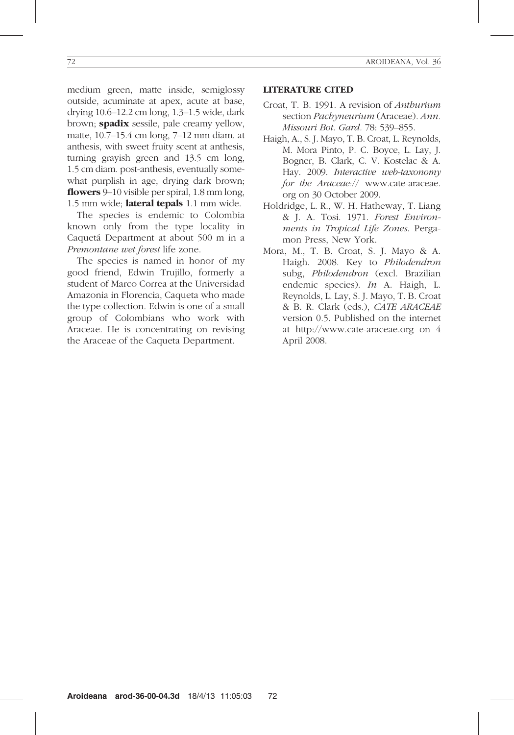medium green, matte inside, semiglossy outside, acuminate at apex, acute at base, drying 10.6–12.2 cm long, 1.3–1.5 wide, dark brown; **spadix** sessile, pale creamy yellow, matte, 10.7–15.4 cm long, 7–12 mm diam. at anthesis, with sweet fruity scent at anthesis, turning grayish green and 13.5 cm long, 1.5 cm diam. post-anthesis, eventually somewhat purplish in age, drying dark brown; **flowers** 9–10 visible per spiral, 1.8 mm long, 1.5 mm wide; **lateral tepals** 1.1 mm wide.

The species is endemic to Colombia known only from the type locality in Caquetá Department at about 500 m in a *Premontane wet forest* life zone.

The species is named in honor of my good friend, Edwin Trujillo, formerly a student of Marco Correa at the Universidad Amazonia in Florencia, Caqueta who made the type collection. Edwin is one of a small group of Colombians who work with Araceae. He is concentrating on revising the Araceae of the Caqueta Department.

## LITERATURE CITED

Croat, T. B. 1991. A revision of *Anthurium* section *Pachyneurium* (Araceae). *Ann. Missouri Bot. Gard.* 78: 539–855.

Haigh, A., S. J. Mayo, T. B. Croat, L. Reynolds, M. Mora Pinto, P. C. Boyce, L. Lay, J. Bogner, B. Clark, C. V. Kostelac & A. Hay. 2009. *Interactive web-taxonomy for the Araceae://* www.cate-araceae.org on 30 October 2009.

Holdridge, L. R., W. H. Hatheway, T. Liang & J. A. Tosi. 1971. *Forest Environments in Tropical Life Zones.* Pergamon Press, New York.

Mora, M., T. B. Croat, S. J. Mayo & A. Haigh. 2008. Key to *Philodendron* subg, *Philodendron* (excl. Brazilian endemic species). *In* A. Haigh, L. Reynolds, L. Lay, S. J. Mayo, T. B. Croat & B. R. Clark (eds.), *CATE ARACEAE* version 0.5. Published on the internet at http://www.cate-araceae.org on 4 April 2008.